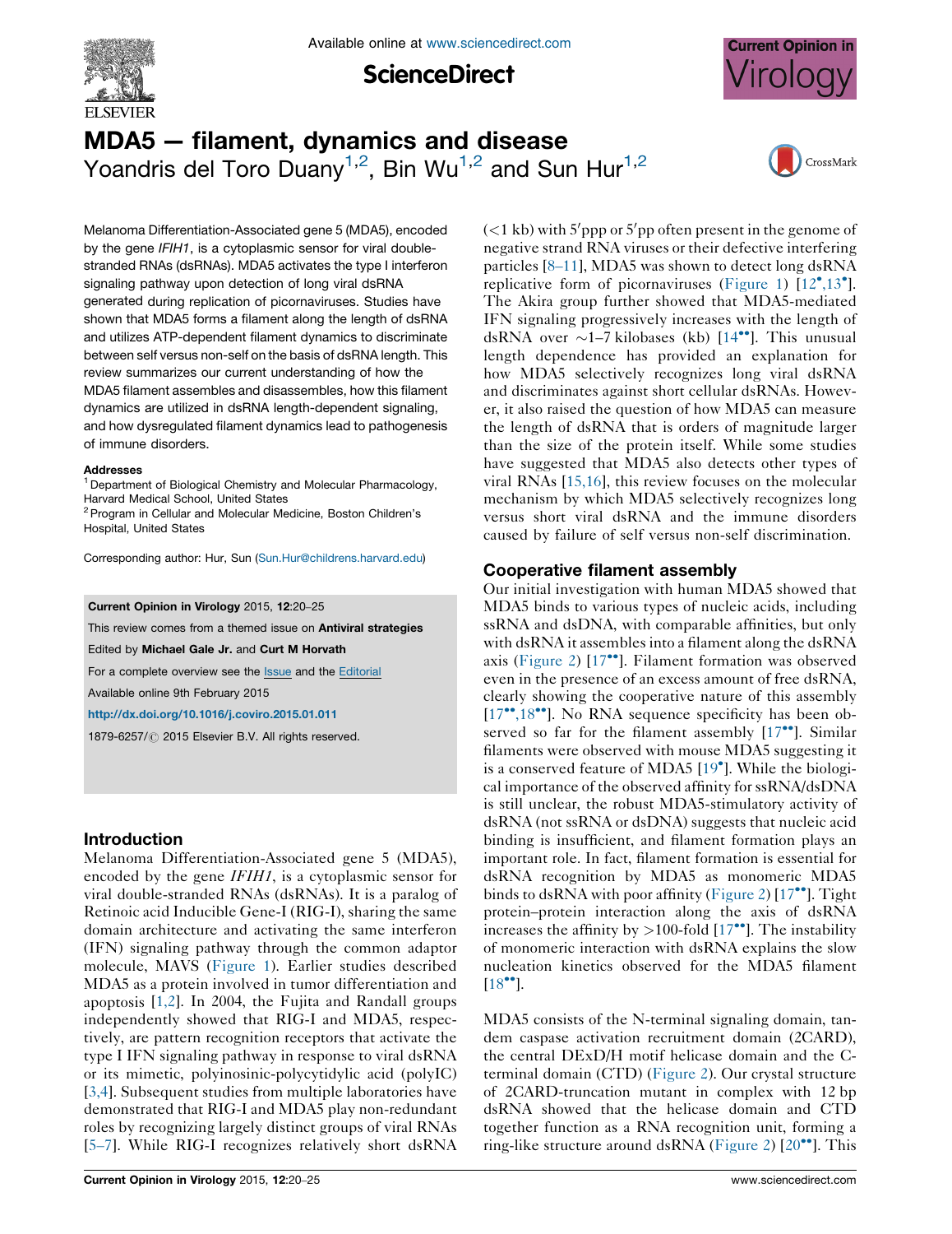# MDA5 — filament, dynamics and disease

Yoandris del Toro Duany[1,2], Bin Wu[1,2] and Sun Hur[1,2]

Melanoma Differentiation-Associated gene 5 (MDA5), encoded by the gene *IFIH1*, is a cytoplasmic sensor for viral double-stranded RNAs (dsRNAs). MDA5 activates the type I interferon signaling pathway upon detection of long viral dsRNA generated during replication of picornaviruses. Studies have shown that MDA5 forms a filament along the length of dsRNA and utilizes ATP-dependent filament dynamics to discriminate between self versus non-self on the basis of dsRNA length. This review summarizes our current understanding of how the MDA5 filament assembles and disassembles, how this filament dynamics are utilized in dsRNA length-dependent signaling, and how dysregulated filament dynamics lead to pathogenesis of immune disorders.

**Addresses**

[1] Department of Biological Chemistry and Molecular Pharmacology, Harvard Medical School, United States

[2] Program in Cellular and Molecular Medicine, Boston Children's Hospital, United States

Corresponding author: Hur, Sun (Sun.Hur@childrens.harvard.edu)

**Current Opinion in Virology** 2015, **12**:20–25

This review comes from a themed issue on **Antiviral strategies**

Edited by **Michael Gale Jr.** and **Curt M Horvath**

For a complete overview see the Issue and the Editorial

Available online 9th February 2015

http://dx.doi.org/10.1016/j.coviro.2015.01.011

1879-6257/© 2015 Elsevier B.V. All rights reserved.

## Introduction

Melanoma Differentiation-Associated gene 5 (MDA5), encoded by the gene *IFIH1*, is a cytoplasmic sensor for viral double-stranded RNAs (dsRNAs). It is a paralog of Retinoic acid Inducible Gene-I (RIG-I), sharing the same domain architecture and activating the same interferon (IFN) signaling pathway through the common adaptor molecule, MAVS (Figure 1). Earlier studies described MDA5 as a protein involved in tumor differentiation and apoptosis [1,2]. In 2004, the Fujita and Randall groups independently showed that RIG-I and MDA5, respectively, are pattern recognition receptors that activate the type I IFN signaling pathway in response to viral dsRNA or its mimetic, polyinosinic-polycytidylic acid (polyIC) [3,4]. Subsequent studies from multiple laboratories have demonstrated that RIG-I and MDA5 play non-redundant roles by recognizing largely distinct groups of viral RNAs [5–7]. While RIG-I recognizes relatively short dsRNA (<1 kb) with 5′ppp or 5′pp often present in the genome of negative strand RNA viruses or their defective interfering particles [8–11], MDA5 was shown to detect long dsRNA replicative form of picornaviruses (Figure 1) [12•,13•]. The Akira group further showed that MDA5-mediated IFN signaling progressively increases with the length of dsRNA over ∼1–7 kilobases (kb) [14••]. This unusual length dependence has provided an explanation for how MDA5 selectively recognizes long viral dsRNA and discriminates against short cellular dsRNAs. However, it also raised the question of how MDA5 can measure the length of dsRNA that is orders of magnitude larger than the size of the protein itself. While some studies have suggested that MDA5 also detects other types of viral RNAs [15,16], this review focuses on the molecular mechanism by which MDA5 selectively recognizes long versus short viral dsRNA and the immune disorders caused by failure of self versus non-self discrimination.

## Cooperative filament assembly

Our initial investigation with human MDA5 showed that MDA5 binds to various types of nucleic acids, including ssRNA and dsDNA, with comparable affinities, but only with dsRNA it assembles into a filament along the dsRNA axis (Figure 2) [17••]. Filament formation was observed even in the presence of an excess amount of free dsRNA, clearly showing the cooperative nature of this assembly [17••,18••]. No RNA sequence specificity has been observed so far for the filament assembly [17••]. Similar filaments were observed with mouse MDA5 suggesting it is a conserved feature of MDA5 [19•]. While the biological importance of the observed affinity for ssRNA/dsDNA is still unclear, the robust MDA5-stimulatory activity of dsRNA (not ssRNA or dsDNA) suggests that nucleic acid binding is insufficient, and filament formation plays an important role. In fact, filament formation is essential for dsRNA recognition by MDA5 as monomeric MDA5 binds to dsRNA with poor affinity (Figure 2) [17••]. Tight protein–protein interaction along the axis of dsRNA increases the affinity by >100-fold [17••]. The instability of monomeric interaction with dsRNA explains the slow nucleation kinetics observed for the MDA5 filament [18••].

MDA5 consists of the N-terminal signaling domain, tandem caspase activation recruitment domain (2CARD), the central DExD/H motif helicase domain and the C-terminal domain (CTD) (Figure 2). Our crystal structure of 2CARD-truncation mutant in complex with 12 bp dsRNA showed that the helicase domain and CTD together function as a RNA recognition unit, forming a ring-like structure around dsRNA (Figure 2) [20••]. This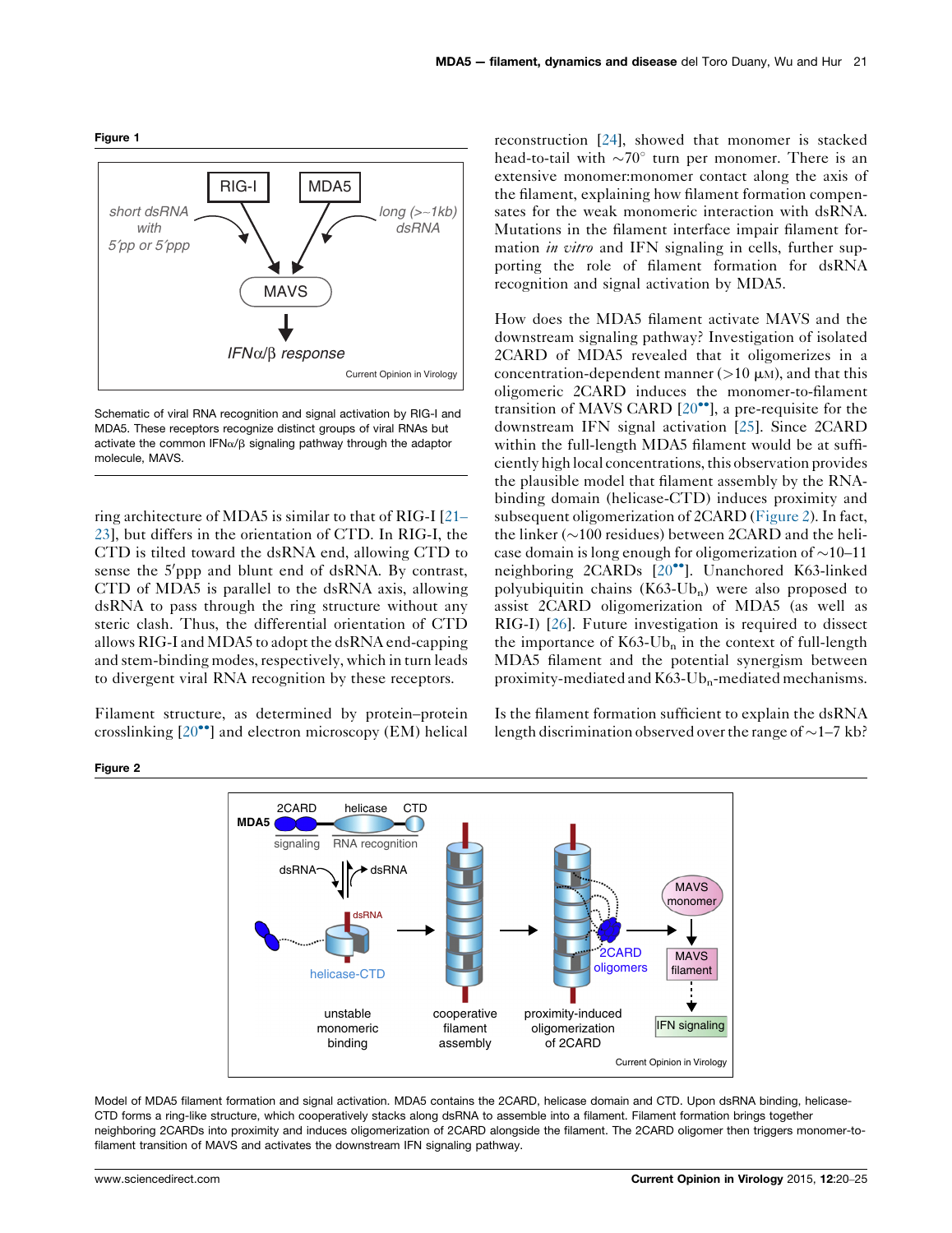**Figure 1**

Schematic of viral RNA recognition and signal activation by RIG-I and MDA5. These receptors recognize distinct groups of viral RNAs but activate the common IFNα/β signaling pathway through the adaptor molecule, MAVS.

ring architecture of MDA5 is similar to that of RIG-I [21–23], but differs in the orientation of CTD. In RIG-I, the CTD is tilted toward the dsRNA end, allowing CTD to sense the 5′ppp and blunt end of dsRNA. By contrast, CTD of MDA5 is parallel to the dsRNA axis, allowing dsRNA to pass through the ring structure without any steric clash. Thus, the differential orientation of CTD allows RIG-I and MDA5 to adopt the dsRNA end-capping and stem-binding modes, respectively, which in turn leads to divergent viral RNA recognition by these receptors.

Filament structure, as determined by protein–protein crosslinking [20••] and electron microscopy (EM) helical reconstruction [24], showed that monomer is stacked head-to-tail with ~70° turn per monomer. There is an extensive monomer:monomer contact along the axis of the filament, explaining how filament formation compensates for the weak monomeric interaction with dsRNA. Mutations in the filament interface impair filament formation *in vitro* and IFN signaling in cells, further supporting the role of filament formation for dsRNA recognition and signal activation by MDA5.

How does the MDA5 filament activate MAVS and the downstream signaling pathway? Investigation of isolated 2CARD of MDA5 revealed that it oligomerizes in a concentration-dependent manner (>10 μM), and that this oligomeric 2CARD induces the monomer-to-filament transition of MAVS CARD [20••], a pre-requisite for the downstream IFN signal activation [25]. Since 2CARD within the full-length MDA5 filament would be at sufficiently high local concentrations, this observation provides the plausible model that filament assembly by the RNA-binding domain (helicase-CTD) induces proximity and subsequent oligomerization of 2CARD (Figure 2). In fact, the linker (~100 residues) between 2CARD and the helicase domain is long enough for oligomerization of ~10–11 neighboring 2CARDs [20••]. Unanchored K63-linked polyubiquitin chains (K63-$Ub_n$) were also proposed to assist 2CARD oligomerization of MDA5 (as well as RIG-I) [26]. Future investigation is required to dissect the importance of K63-$Ub_n$ in the context of full-length MDA5 filament and the potential synergism between proximity-mediated and K63-$Ub_n$-mediated mechanisms.

Is the filament formation sufficient to explain the dsRNA length discrimination observed over the range of ~1–7 kb?

**Figure 2**

Model of MDA5 filament formation and signal activation. MDA5 contains the 2CARD, helicase domain and CTD. Upon dsRNA binding, helicase-CTD forms a ring-like structure, which cooperatively stacks along dsRNA to assemble into a filament. Filament formation brings together neighboring 2CARDs into proximity and induces oligomerization of 2CARD alongside the filament. The 2CARD oligomer then triggers monomer-to-filament transition of MAVS and activates the downstream IFN signaling pathway.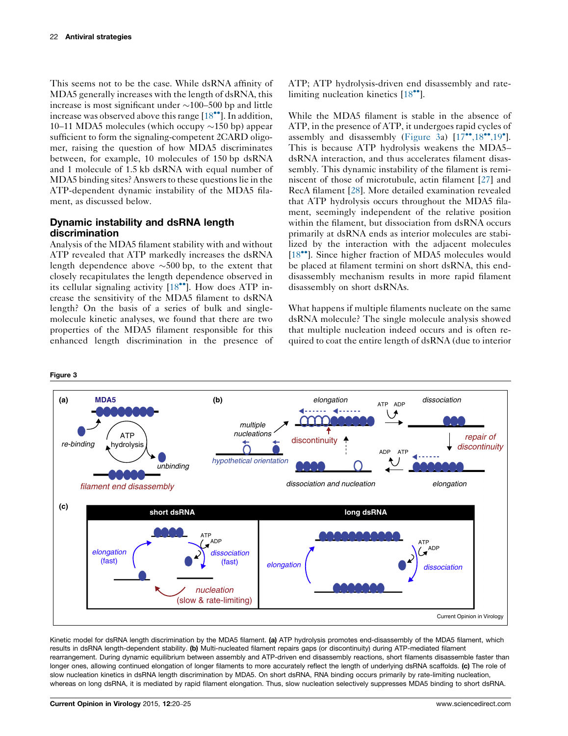This seems not to be the case. While dsRNA affinity of MDA5 generally increases with the length of dsRNA, this increase is most significant under ~100–500 bp and little increase was observed above this range [18••]. In addition, 10–11 MDA5 molecules (which occupy ~150 bp) appear sufficient to form the signaling-competent 2CARD oligomer, raising the question of how MDA5 discriminates between, for example, 10 molecules of 150 bp dsRNA and 1 molecule of 1.5 kb dsRNA with equal number of MDA5 binding sites? Answers to these questions lie in the ATP-dependent dynamic instability of the MDA5 filament, as discussed below.

## Dynamic instability and dsRNA length discrimination

Analysis of the MDA5 filament stability with and without ATP revealed that ATP markedly increases the dsRNA length dependence above ~500 bp, to the extent that closely recapitulates the length dependence observed in its cellular signaling activity [18••]. How does ATP increase the sensitivity of the MDA5 filament to dsRNA length? On the basis of a series of bulk and single-molecule kinetic analyses, we found that there are two properties of the MDA5 filament responsible for this enhanced length discrimination in the presence of ATP; ATP hydrolysis-driven end disassembly and rate-limiting nucleation kinetics [18••].

While the MDA5 filament is stable in the absence of ATP, in the presence of ATP, it undergoes rapid cycles of assembly and disassembly (Figure 3a) [17••,18••,19•]. This is because ATP hydrolysis weakens the MDA5–dsRNA interaction, and thus accelerates filament disassembly. This dynamic instability of the filament is reminiscent of those of microtubule, actin filament [27] and RecA filament [28]. More detailed examination revealed that ATP hydrolysis occurs throughout the MDA5 filament, seemingly independent of the relative position within the filament, but dissociation from dsRNA occurs primarily at dsRNA ends as interior molecules are stabilized by the interaction with the adjacent molecules [18••]. Since higher fraction of MDA5 molecules would be placed at filament termini on short dsRNA, this end-disassembly mechanism results in more rapid filament disassembly on short dsRNAs.

What happens if multiple filaments nucleate on the same dsRNA molecule? The single molecule analysis showed that multiple nucleation indeed occurs and is often required to coat the entire length of dsRNA (due to interior

**Figure 3**

Kinetic model for dsRNA length discrimination by the MDA5 filament. **(a)** ATP hydrolysis promotes end-disassembly of the MDA5 filament, which results in dsRNA length-dependent stability. **(b)** Multi-nucleated filament repairs gaps (or discontinuity) during ATP-mediated filament rearrangement. During dynamic equilibrium between assembly and ATP-driven end disassembly reactions, short filaments disassemble faster than longer ones, allowing continued elongation of longer filaments to more accurately reflect the length of underlying dsRNA scaffolds. **(c)** The role of slow nucleation kinetics in dsRNA length discrimination by MDA5. On short dsRNA, RNA binding occurs primarily by rate-limiting nucleation, whereas on long dsRNA, it is mediated by rapid filament elongation. Thus, slow nucleation selectively suppresses MDA5 binding to short dsRNA.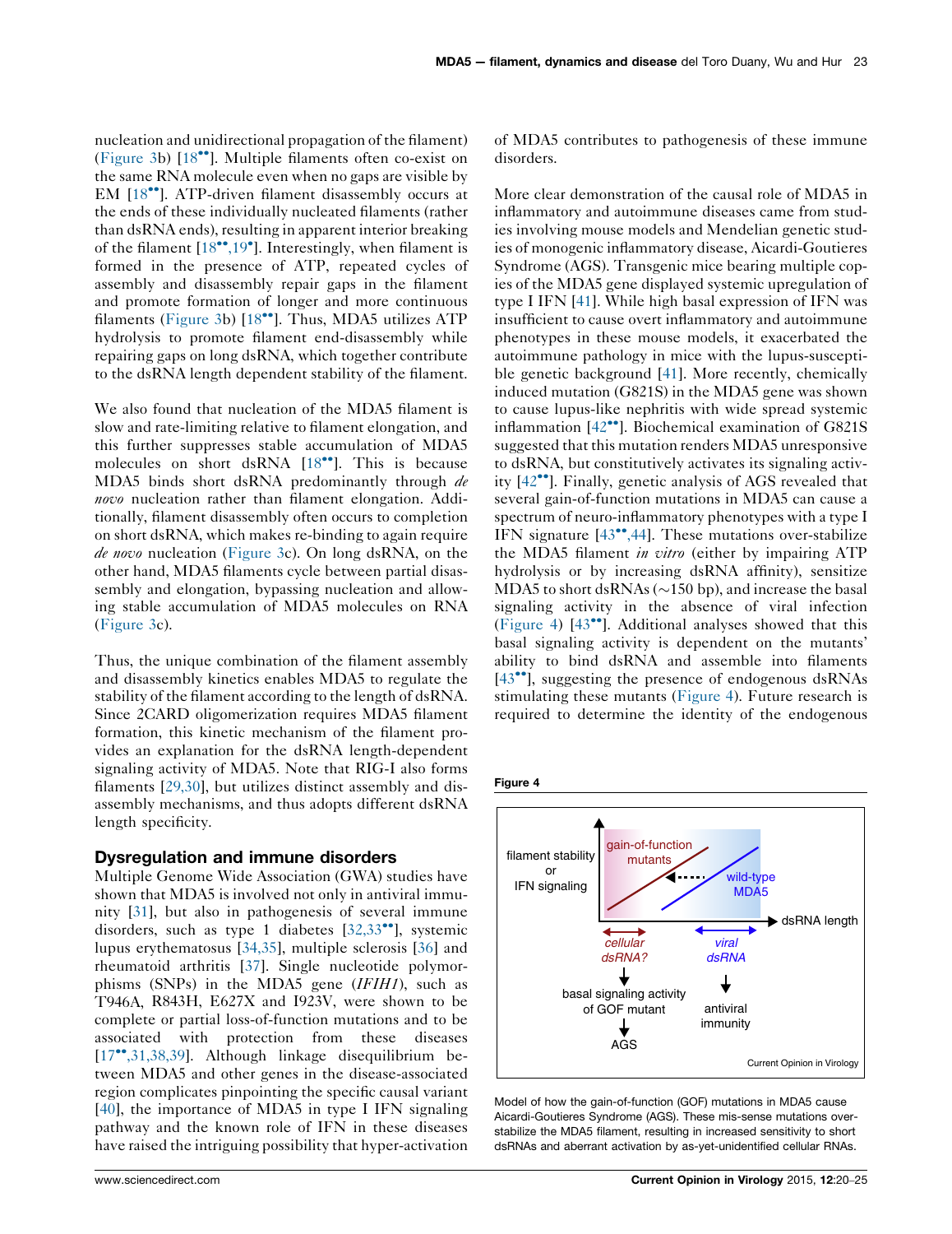nucleation and unidirectional propagation of the filament) (Figure 3b) [18••]. Multiple filaments often co-exist on the same RNA molecule even when no gaps are visible by EM [18••]. ATP-driven filament disassembly occurs at the ends of these individually nucleated filaments (rather than dsRNA ends), resulting in apparent interior breaking of the filament [18••,19•]. Interestingly, when filament is formed in the presence of ATP, repeated cycles of assembly and disassembly repair gaps in the filament and promote formation of longer and more continuous filaments (Figure 3b) [18••]. Thus, MDA5 utilizes ATP hydrolysis to promote filament end-disassembly while repairing gaps on long dsRNA, which together contribute to the dsRNA length dependent stability of the filament.

We also found that nucleation of the MDA5 filament is slow and rate-limiting relative to filament elongation, and this further suppresses stable accumulation of MDA5 molecules on short dsRNA [18••]. This is because MDA5 binds short dsRNA predominantly through *de novo* nucleation rather than filament elongation. Additionally, filament disassembly often occurs to completion on short dsRNA, which makes re-binding to again require *de novo* nucleation (Figure 3c). On long dsRNA, on the other hand, MDA5 filaments cycle between partial disassembly and elongation, bypassing nucleation and allowing stable accumulation of MDA5 molecules on RNA (Figure 3c).

Thus, the unique combination of the filament assembly and disassembly kinetics enables MDA5 to regulate the stability of the filament according to the length of dsRNA. Since 2CARD oligomerization requires MDA5 filament formation, this kinetic mechanism of the filament provides an explanation for the dsRNA length-dependent signaling activity of MDA5. Note that RIG-I also forms filaments [29,30], but utilizes distinct assembly and disassembly mechanisms, and thus adopts different dsRNA length specificity.

## Dysregulation and immune disorders

Multiple Genome Wide Association (GWA) studies have shown that MDA5 is involved not only in antiviral immunity [31], but also in pathogenesis of several immune disorders, such as type 1 diabetes [32,33••], systemic lupus erythematosus [34,35], multiple sclerosis [36] and rheumatoid arthritis [37]. Single nucleotide polymorphisms (SNPs) in the MDA5 gene (*IFIH1*), such as T946A, R843H, E627X and I923V, were shown to be complete or partial loss-of-function mutations and to be associated with protection from these diseases [17••,31,38,39]. Although linkage disequilibrium between MDA5 and other genes in the disease-associated region complicates pinpointing the specific causal variant [40], the importance of MDA5 in type I IFN signaling pathway and the known role of IFN in these diseases have raised the intriguing possibility that hyper-activation of MDA5 contributes to pathogenesis of these immune disorders.

More clear demonstration of the causal role of MDA5 in inflammatory and autoimmune diseases came from studies involving mouse models and Mendelian genetic studies of monogenic inflammatory disease, Aicardi-Goutieres Syndrome (AGS). Transgenic mice bearing multiple copies of the MDA5 gene displayed systemic upregulation of type I IFN [41]. While high basal expression of IFN was insufficient to cause overt inflammatory and autoimmune phenotypes in these mouse models, it exacerbated the autoimmune pathology in mice with the lupus-susceptible genetic background [41]. More recently, chemically induced mutation (G821S) in the MDA5 gene was shown to cause lupus-like nephritis with wide spread systemic inflammation [42••]. Biochemical examination of G821S suggested that this mutation renders MDA5 unresponsive to dsRNA, but constitutively activates its signaling activity [42••]. Finally, genetic analysis of AGS revealed that several gain-of-function mutations in MDA5 can cause a spectrum of neuro-inflammatory phenotypes with a type I IFN signature [43••,44]. These mutations over-stabilize the MDA5 filament *in vitro* (either by impairing ATP hydrolysis or by increasing dsRNA affinity), sensitize MDA5 to short dsRNAs (~150 bp), and increase the basal signaling activity in the absence of viral infection (Figure 4) [43••]. Additional analyses showed that this basal signaling activity is dependent on the mutants' ability to bind dsRNA and assemble into filaments [43••], suggesting the presence of endogenous dsRNAs stimulating these mutants (Figure 4). Future research is required to determine the identity of the endogenous

**Figure 4**

Model of how the gain-of-function (GOF) mutations in MDA5 cause Aicardi-Goutieres Syndrome (AGS). These mis-sense mutations over-stabilize the MDA5 filament, resulting in increased sensitivity to short dsRNAs and aberrant activation by as-yet-unidentified cellular RNAs.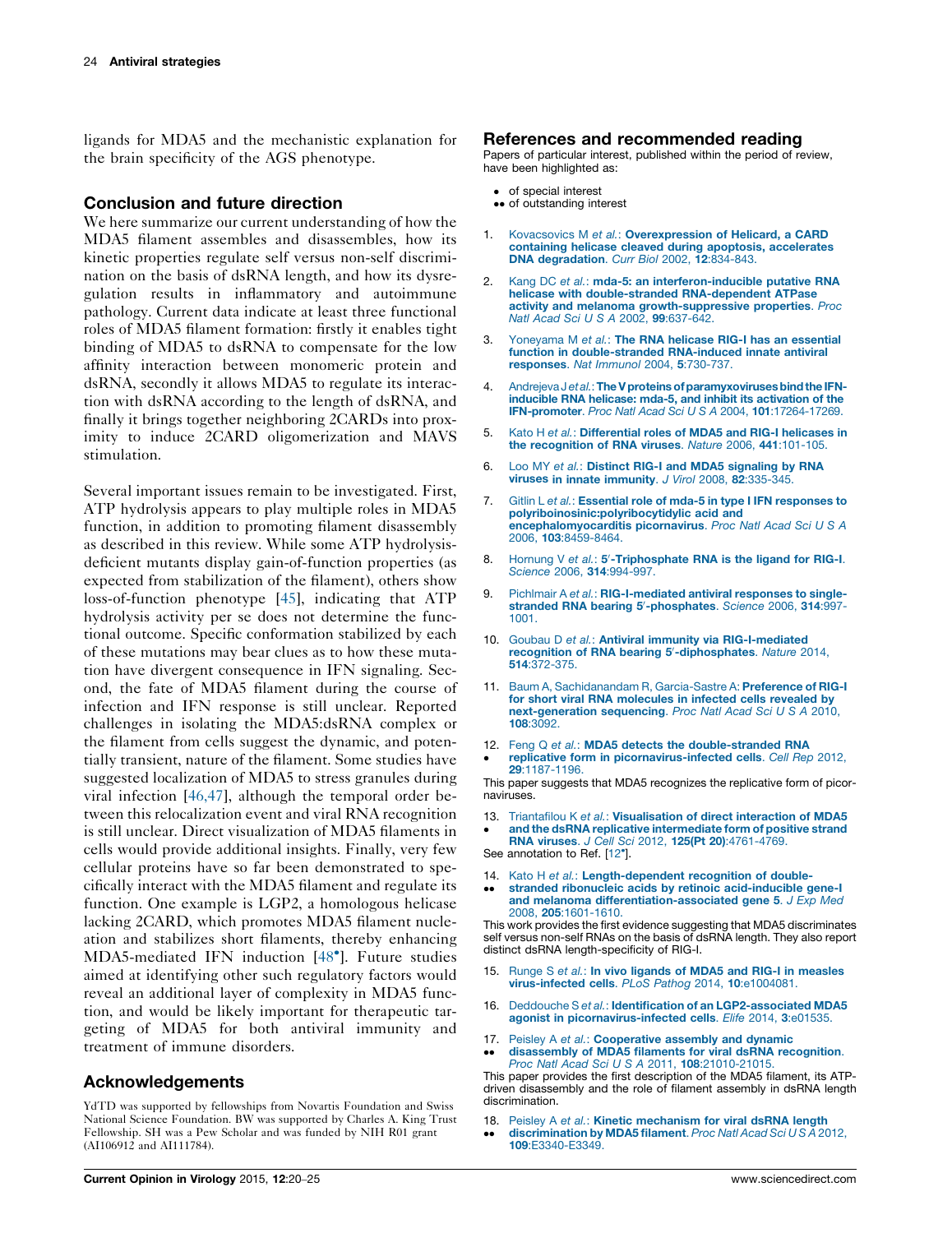ligands for MDA5 and the mechanistic explanation for the brain specificity of the AGS phenotype.

## Conclusion and future direction

We here summarize our current understanding of how the MDA5 filament assembles and disassembles, how its kinetic properties regulate self versus non-self discrimination on the basis of dsRNA length, and how its dysregulation results in inflammatory and autoimmune pathology. Current data indicate at least three functional roles of MDA5 filament formation: firstly it enables tight binding of MDA5 to dsRNA to compensate for the low affinity interaction between monomeric protein and dsRNA, secondly it allows MDA5 to regulate its interaction with dsRNA according to the length of dsRNA, and finally it brings together neighboring 2CARDs into proximity to induce 2CARD oligomerization and MAVS stimulation.

Several important issues remain to be investigated. First, ATP hydrolysis appears to play multiple roles in MDA5 function, in addition to promoting filament disassembly as described in this review. While some ATP hydrolysis-deficient mutants display gain-of-function properties (as expected from stabilization of the filament), others show loss-of-function phenotype [45], indicating that ATP hydrolysis activity per se does not determine the functional outcome. Specific conformation stabilized by each of these mutations may bear clues as to how these mutation have divergent consequence in IFN signaling. Second, the fate of MDA5 filament during the course of infection and IFN response is still unclear. Reported challenges in isolating the MDA5:dsRNA complex or the filament from cells suggest the dynamic, and potentially transient, nature of the filament. Some studies have suggested localization of MDA5 to stress granules during viral infection [46,47], although the temporal order between this relocalization event and viral RNA recognition is still unclear. Direct visualization of MDA5 filaments in cells would provide additional insights. Finally, very few cellular proteins have so far been demonstrated to specifically interact with the MDA5 filament and regulate its function. One example is LGP2, a homologous helicase lacking 2CARD, which promotes MDA5 filament nucleation and stabilizes short filaments, thereby enhancing MDA5-mediated IFN induction [48•]. Future studies aimed at identifying other such regulatory factors would reveal an additional layer of complexity in MDA5 function, and would be likely important for therapeutic targeting of MDA5 for both antiviral immunity and treatment of immune disorders.

## Acknowledgements

YdTD was supported by fellowships from Novartis Foundation and Swiss National Science Foundation. BW was supported by Charles A. King Trust Fellowship. SH was a Pew Scholar and was funded by NIH R01 grant (AI106912 and AI111784).

## References and recommended reading

Papers of particular interest, published within the period of review, have been highlighted as:

- • of special interest
- •• of outstanding interest

1. Kovacsovics M *et al.*: **Overexpression of Helicard, a CARD containing helicase cleaved during apoptosis, accelerates DNA degradation**. *Curr Biol* 2002, **12**:834-843.

2. Kang DC *et al.*: **mda-5: an interferon-inducible putative RNA helicase with double-stranded RNA-dependent ATPase activity and melanoma growth-suppressive properties**. *Proc Natl Acad Sci U S A* 2002, **99**:637-642.

3. Yoneyama M *et al.*: **The RNA helicase RIG-I has an essential function in double-stranded RNA-induced innate antiviral responses**. *Nat Immunol* 2004, **5**:730-737.

4. Andrejeva J *et al.*: **The V proteins of paramyxoviruses bind the IFN-inducible RNA helicase: mda-5, and inhibit its activation of the IFN-promoter**. *Proc Natl Acad Sci U S A* 2004, **101**:17264-17269.

5. Kato H *et al.*: **Differential roles of MDA5 and RIG-I helicases in the recognition of RNA viruses**. *Nature* 2006, **441**:101-105.

6. Loo MY *et al.*: **Distinct RIG-I and MDA5 signaling by RNA viruses in innate immunity**. *J Virol* 2008, **82**:335-345.

7. Gitlin L *et al.*: **Essential role of mda-5 in type I IFN responses to polyriboinosinic:polyribocytidylic acid and encephalomyocarditis picornavirus**. *Proc Natl Acad Sci U S A* 2006, **103**:8459-8464.

8. Hornung V *et al.*: **5′-Triphosphate RNA is the ligand for RIG-I**. *Science* 2006, **314**:994-997.

9. Pichlmair A *et al.*: **RIG-I-mediated antiviral responses to single-stranded RNA bearing 5′-phosphates**. *Science* 2006, **314**:997-1001.

10. Goubau D *et al.*: **Antiviral immunity via RIG-I-mediated recognition of RNA bearing 5′-diphosphates**. *Nature* 2014, **514**:372-375.

11. Baum A, Sachidanandam R, Garcia-Sastre A: **Preference of RIG-I for short viral RNA molecules in infected cells revealed by next-generation sequencing**. *Proc Natl Acad Sci U S A* 2010, **108**:3092.

12. • Feng Q *et al.*: **MDA5 detects the double-stranded RNA replicative form in picornavirus-infected cells**. *Cell Rep* 2012, **29**:1187-1196.
This paper suggests that MDA5 recognizes the replicative form of picornaviruses.

13. • Triantafilou K *et al.*: **Visualisation of direct interaction of MDA5 and the dsRNA replicative intermediate form of positive strand RNA viruses**. *J Cell Sci* 2012, **125(Pt 20)**:4761-4769.
See annotation to Ref. [12•].

14. •• Kato H *et al.*: **Length-dependent recognition of double-stranded ribonucleic acids by retinoic acid-inducible gene-I and melanoma differentiation-associated gene 5**. *J Exp Med* 2008, **205**:1601-1610.
This work provides the first evidence suggesting that MDA5 discriminates self versus non-self RNAs on the basis of dsRNA length. They also report distinct dsRNA length-specificity of RIG-I.

15. Runge S *et al.*: **In vivo ligands of MDA5 and RIG-I in measles virus-infected cells**. *PLoS Pathog* 2014, **10**:e1004081.

16. Deddouche S *et al.*: **Identification of an LGP2-associated MDA5 agonist in picornavirus-infected cells**. *Elife* 2014, **3**:e01535.

17. •• Peisley A *et al.*: **Cooperative assembly and dynamic disassembly of MDA5 filaments for viral dsRNA recognition**. *Proc Natl Acad Sci U S A* 2011, **108**:21010-21015.
This paper provides the first description of the MDA5 filament, its ATP-driven disassembly and the role of filament assembly in dsRNA length discrimination.

18. •• Peisley A *et al.*: **Kinetic mechanism for viral dsRNA length discrimination by MDA5 filament**. *Proc Natl Acad Sci U S A* 2012, **109**:E3340-E3349.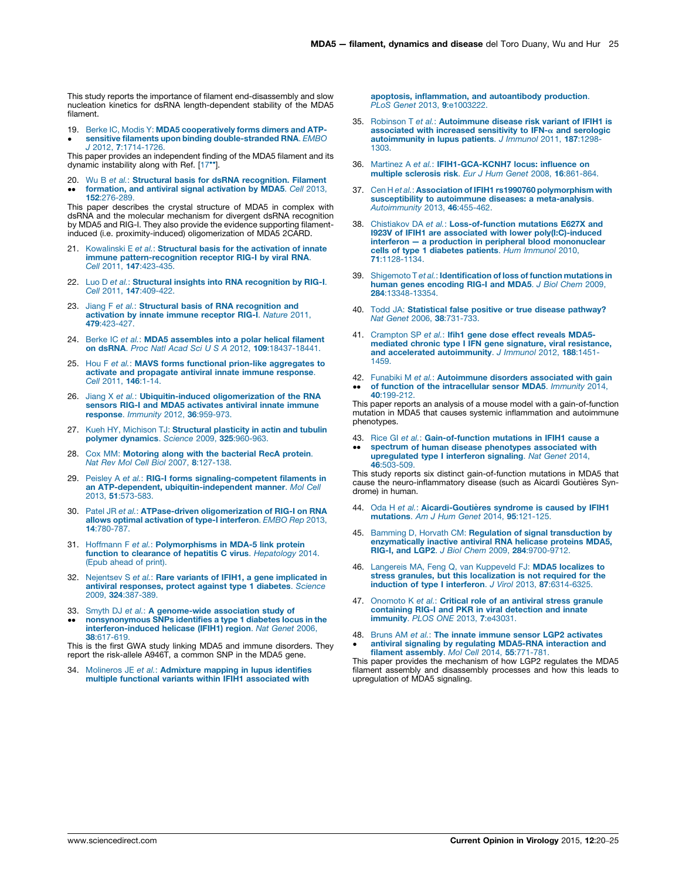This study reports the importance of filament end-disassembly and slow nucleation kinetics for dsRNA length-dependent stability of the MDA5 filament.

19. • Berke IC, Modis Y: **MDA5 cooperatively forms dimers and ATP-sensitive filaments upon binding double-stranded RNA**. *EMBO J* 2012, **7**:1714-1726.
This paper provides an independent finding of the MDA5 filament and its dynamic instability along with Ref. [17••].

20. •• Wu B *et al.*: **Structural basis for dsRNA recognition. Filament formation, and antiviral signal activation by MDA5**. *Cell* 2013, **152**:276-289.
This paper describes the crystal structure of MDA5 in complex with dsRNA and the molecular mechanism for divergent dsRNA recognition by MDA5 and RIG-I. They also provide the evidence supporting filament-induced (i.e. proximity-induced) oligomerization of MDA5 2CARD.

21. Kowalinski E *et al.*: **Structural basis for the activation of innate immune pattern-recognition receptor RIG-I by viral RNA**. *Cell* 2011, **147**:423-435.

22. Luo D *et al.*: **Structural insights into RNA recognition by RIG-I**. *Cell* 2011, **147**:409-422.

23. Jiang F *et al.*: **Structural basis of RNA recognition and activation by innate immune receptor RIG-I**. *Nature* 2011, **479**:423-427.

24. Berke IC *et al.*: **MDA5 assembles into a polar helical filament on dsRNA**. *Proc Natl Acad Sci U S A* 2012, **109**:18437-18441.

25. Hou F *et al.*: **MAVS forms functional prion-like aggregates to activate and propagate antiviral innate immune response**. *Cell* 2011, **146**:1-14.

26. Jiang X *et al.*: **Ubiquitin-induced oligomerization of the RNA sensors RIG-I and MDA5 activates antiviral innate immune response**. *Immunity* 2012, **36**:959-973.

27. Kueh HY, Michison TJ: **Structural plasticity in actin and tubulin polymer dynamics**. *Science* 2009, **325**:960-963.

28. Cox MM: **Motoring along with the bacterial RecA protein**. *Nat Rev Mol Cell Biol* 2007, **8**:127-138.

29. Peisley A *et al.*: **RIG-I forms signaling-competent filaments in an ATP-dependent, ubiquitin-independent manner**. *Mol Cell* 2013, **51**:573-583.

30. Patel JR *et al.*: **ATPase-driven oligomerization of RIG-I on RNA allows optimal activation of type-I interferon**. *EMBO Rep* 2013, **14**:780-787.

31. Hoffmann F *et al.*: **Polymorphisms in MDA-5 link protein function to clearance of hepatitis C virus**. *Hepatology* 2014. (Epub ahead of print).

32. Nejentsev S *et al.*: **Rare variants of IFIH1, a gene implicated in antiviral responses, protect against type 1 diabetes**. *Science* 2009, **324**:387-389.

33. •• Smyth DJ *et al.*: **A genome-wide association study of nonsynonymous SNPs identifies a type 1 diabetes locus in the interferon-induced helicase (IFIH1) region**. *Nat Genet* 2006, **38**:617-619.
This is the first GWA study linking MDA5 and immune disorders. They report the risk-allele A946T, a common SNP in the MDA5 gene.

34. Molineros JE *et al.*: **Admixture mapping in lupus identifies multiple functional variants within IFIH1 associated with apoptosis, inflammation, and autoantibody production**. *PLoS Genet* 2013, **9**:e1003222.

35. Robinson T *et al.*: **Autoimmune disease risk variant of IFIH1 is associated with increased sensitivity to IFN-α and serologic autoimmunity in lupus patients**. *J Immunol* 2011, **187**:1298-1303.

36. Martinez A *et al.*: **IFIH1-GCA-KCNH7 locus: influence on multiple sclerosis risk**. *Eur J Hum Genet* 2008, **16**:861-864.

37. Cen H *et al.*: **Association of IFIH1 rs1990760 polymorphism with susceptibility to autoimmune diseases: a meta-analysis**. *Autoimmunity* 2013, **46**:455-462.

38. Chistiakov DA *et al.*: **Loss-of-function mutations E627X and I923V of IFIH1 are associated with lower poly(I:C)-induced interferon — a production in peripheral blood mononuclear cells of type 1 diabetes patients**. *Hum Immunol* 2010, **71**:1128-1134.

39. Shigemoto T *et al.*: **Identification of loss of function mutations in human genes encoding RIG-I and MDA5**. *J Biol Chem* 2009, **284**:13348-13354.

40. Todd JA: **Statistical false positive or true disease pathway?** *Nat Genet* 2006, **38**:731-733.

41. Crampton SP *et al.*: **Ifih1 gene dose effect reveals MDA5-mediated chronic type I IFN gene signature, viral resistance, and accelerated autoimmunity**. *J Immunol* 2012, **188**:1451-1459.

42. •• Funabiki M *et al.*: **Autoimmune disorders associated with gain of function of the intracellular sensor MDA5**. *Immunity* 2014, **40**:199-212.
This paper reports an analysis of a mouse model with a gain-of-function mutation in MDA5 that causes systemic inflammation and autoimmune phenotypes.

43. •• Rice GI *et al.*: **Gain-of-function mutations in IFIH1 cause a spectrum of human disease phenotypes associated with upregulated type I interferon signaling**. *Nat Genet* 2014, **46**:503-509.
This study reports six distinct gain-of-function mutations in MDA5 that cause the neuro-inflammatory disease (such as Aicardi Goutières Syndrome) in human.

44. Oda H *et al.*: **Aicardi-Goutières syndrome is caused by IFIH1 mutations**. *Am J Hum Genet* 2014, **95**:121-125.

45. Bamming D, Horvath CM: **Regulation of signal transduction by enzymatically inactive antiviral RNA helicase proteins MDA5, RIG-I, and LGP2**. *J Biol Chem* 2009, **284**:9700-9712.

46. Langereis MA, Feng Q, van Kuppeveld FJ: **MDA5 localizes to stress granules, but this localization is not required for the induction of type I interferon**. *J Virol* 2013, **87**:6314-6325.

47. Onomoto K *et al.*: **Critical role of an antiviral stress granule containing RIG-I and PKR in viral detection and innate immunity**. *PLOS ONE* 2013, **7**:e43031.

48. • Bruns AM *et al.*: **The innate immune sensor LGP2 activates antiviral signaling by regulating MDA5-RNA interaction and filament assembly**. *Mol Cell* 2014, **55**:771-781.
This paper provides the mechanism of how LGP2 regulates the MDA5 filament assembly and disassembly processes and how this leads to upregulation of MDA5 signaling.